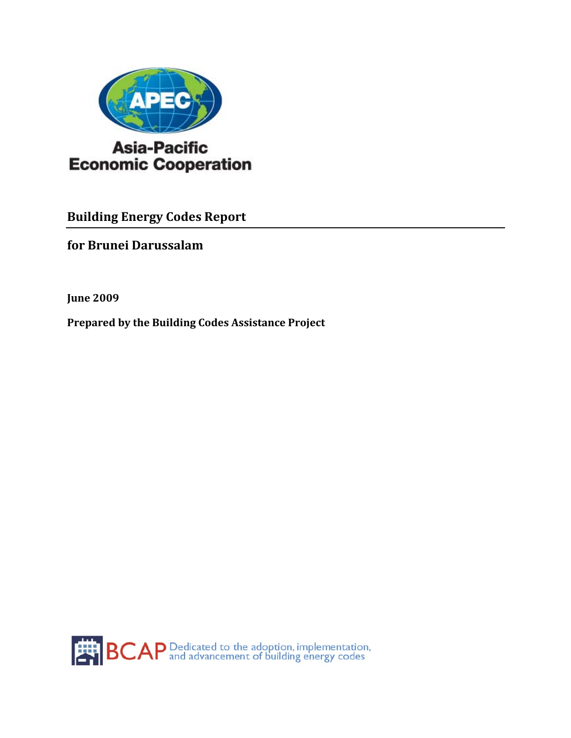Asia-Pacific
Economic Cooperation

# Building Energy Codes Report

## for Brunei Darussalam

**June 2009**

**Prepared by the Building Codes Assistance Project**

BCAP Dedicated to the adoption, implementation, and advancement of building energy codes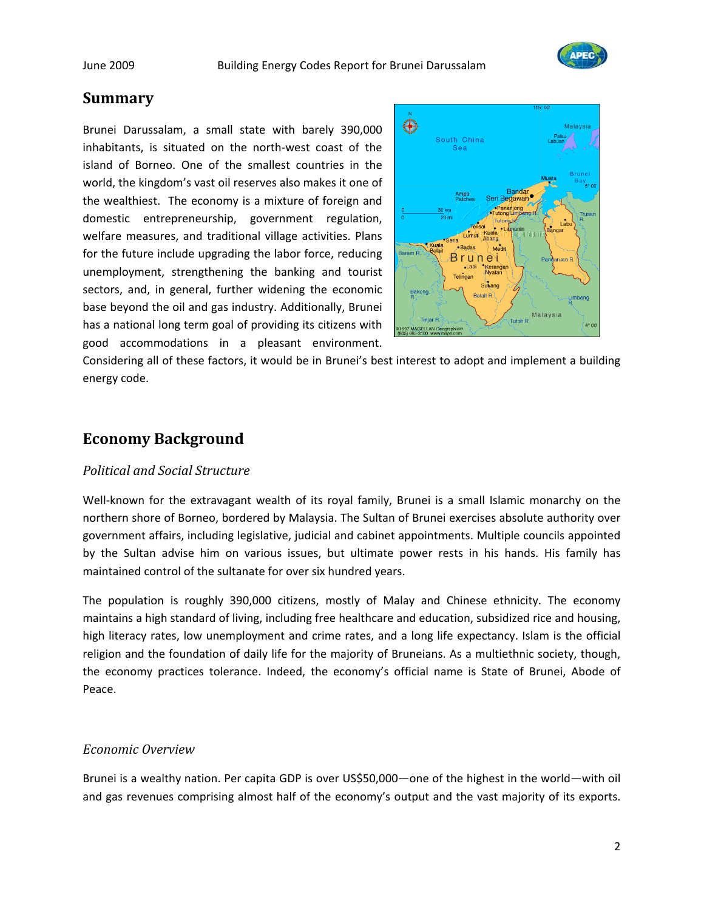## Summary

Brunei Darussalam, a small state with barely 390,000 inhabitants, is situated on the north-west coast of the island of Borneo. One of the smallest countries in the world, the kingdom's vast oil reserves also makes it one of the wealthiest. The economy is a mixture of foreign and domestic entrepreneurship, government regulation, welfare measures, and traditional village activities. Plans for the future include upgrading the labor force, reducing unemployment, strengthening the banking and tourist sectors, and, in general, further widening the economic base beyond the oil and gas industry. Additionally, Brunei has a national long term goal of providing its citizens with good accommodations in a pleasant environment. Considering all of these factors, it would be in Brunei's best interest to adopt and implement a building energy code.

## Economy Background

### *Political and Social Structure*

Well-known for the extravagant wealth of its royal family, Brunei is a small Islamic monarchy on the northern shore of Borneo, bordered by Malaysia. The Sultan of Brunei exercises absolute authority over government affairs, including legislative, judicial and cabinet appointments. Multiple councils appointed by the Sultan advise him on various issues, but ultimate power rests in his hands. His family has maintained control of the sultanate for over six hundred years.

The population is roughly 390,000 citizens, mostly of Malay and Chinese ethnicity. The economy maintains a high standard of living, including free healthcare and education, subsidized rice and housing, high literacy rates, low unemployment and crime rates, and a long life expectancy. Islam is the official religion and the foundation of daily life for the majority of Bruneians. As a multiethnic society, though, the economy practices tolerance. Indeed, the economy's official name is State of Brunei, Abode of Peace.

### *Economic Overview*

Brunei is a wealthy nation. Per capita GDP is over US$50,000—one of the highest in the world—with oil and gas revenues comprising almost half of the economy's output and the vast majority of its exports.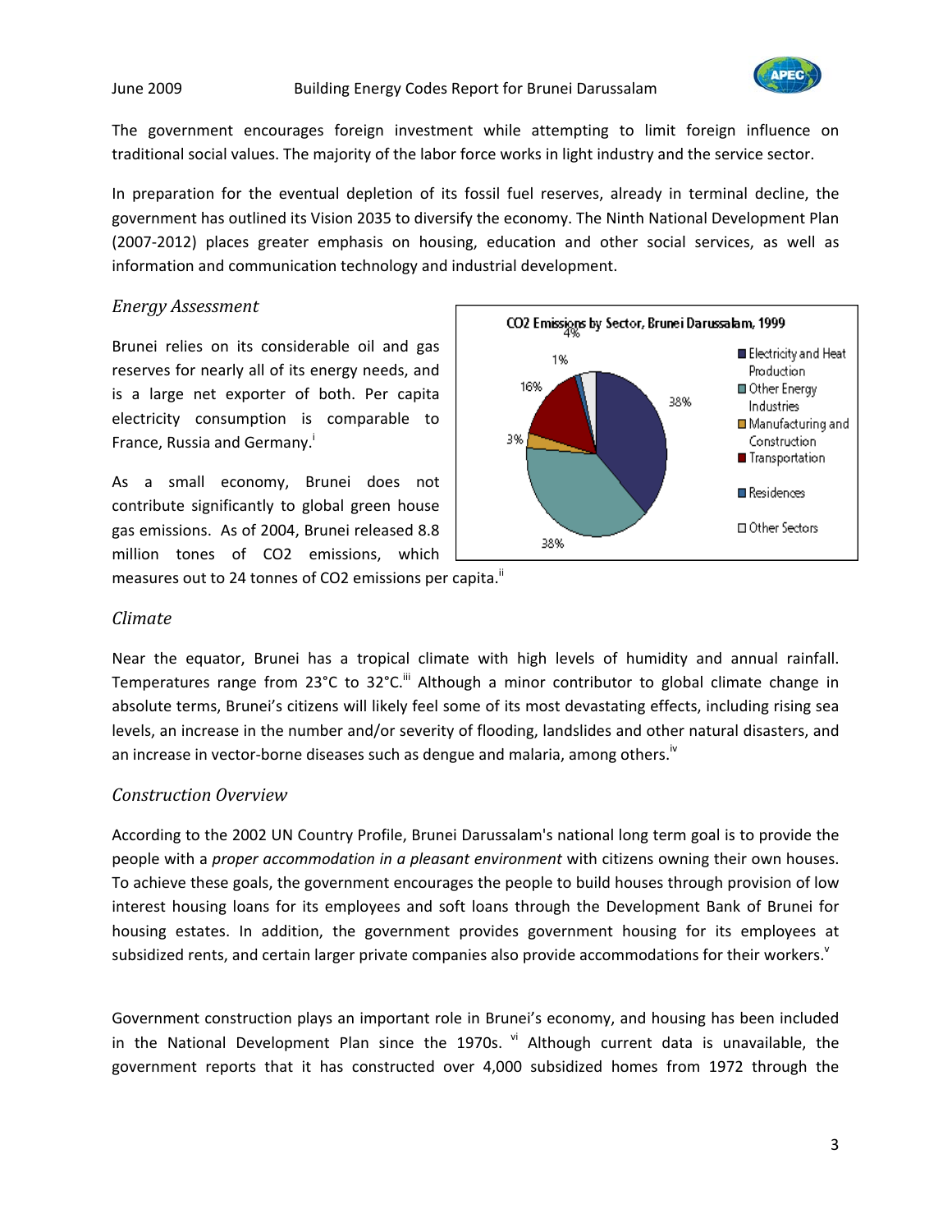The government encourages foreign investment while attempting to limit foreign influence on traditional social values. The majority of the labor force works in light industry and the service sector.

In preparation for the eventual depletion of its fossil fuel reserves, already in terminal decline, the government has outlined its Vision 2035 to diversify the economy. The Ninth National Development Plan (2007-2012) places greater emphasis on housing, education and other social services, as well as information and communication technology and industrial development.

### *Energy Assessment*

Brunei relies on its considerable oil and gas reserves for nearly all of its energy needs, and is a large net exporter of both. Per capita electricity consumption is comparable to France, Russia and Germany.[i]

As a small economy, Brunei does not contribute significantly to global green house gas emissions. As of 2004, Brunei released 8.8 million tones of CO2 emissions, which measures out to 24 tonnes of CO2 emissions per capita.[ii]

**CO2 Emissions by Sector, Brunei Darussalam, 1999**

| Sector | Share |
|---|---|
| Electricity and Heat Production | 38% |
| Other Energy Industries | 38% |
| Manufacturing and Construction | 3% |
| Transportation | 16% |
| Residences | 1% |
| Other Sectors | 4% |

### *Climate*

Near the equator, Brunei has a tropical climate with high levels of humidity and annual rainfall. Temperatures range from 23°C to 32°C.[iii] Although a minor contributor to global climate change in absolute terms, Brunei's citizens will likely feel some of its most devastating effects, including rising sea levels, an increase in the number and/or severity of flooding, landslides and other natural disasters, and an increase in vector-borne diseases such as dengue and malaria, among others.[iv]

### *Construction Overview*

According to the 2002 UN Country Profile, Brunei Darussalam's national long term goal is to provide the people with a *proper accommodation in a pleasant environment* with citizens owning their own houses. To achieve these goals, the government encourages the people to build houses through provision of low interest housing loans for its employees and soft loans through the Development Bank of Brunei for housing estates. In addition, the government provides government housing for its employees at subsidized rents, and certain larger private companies also provide accommodations for their workers.[v]

Government construction plays an important role in Brunei's economy, and housing has been included in the National Development Plan since the 1970s.[vi] Although current data is unavailable, the government reports that it has constructed over 4,000 subsidized homes from 1972 through the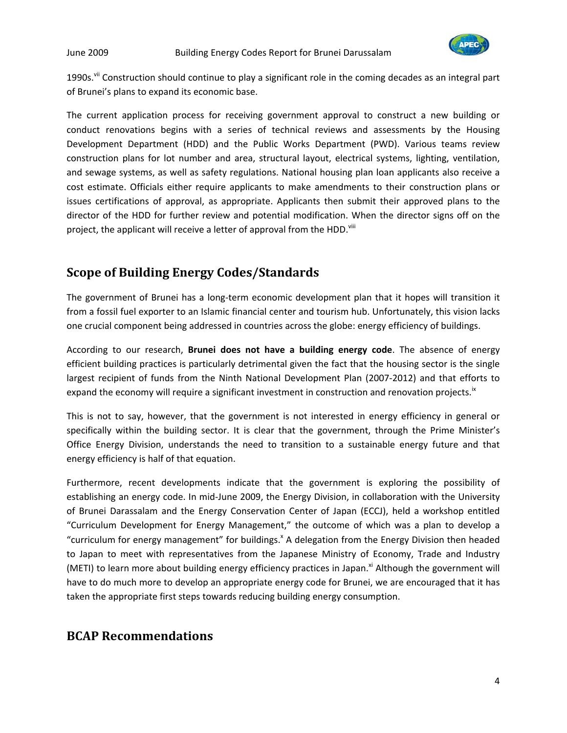1990s.[vii] Construction should continue to play a significant role in the coming decades as an integral part of Brunei's plans to expand its economic base.

The current application process for receiving government approval to construct a new building or conduct renovations begins with a series of technical reviews and assessments by the Housing Development Department (HDD) and the Public Works Department (PWD). Various teams review construction plans for lot number and area, structural layout, electrical systems, lighting, ventilation, and sewage systems, as well as safety regulations. National housing plan loan applicants also receive a cost estimate. Officials either require applicants to make amendments to their construction plans or issues certifications of approval, as appropriate. Applicants then submit their approved plans to the director of the HDD for further review and potential modification. When the director signs off on the project, the applicant will receive a letter of approval from the HDD.[viii]

## Scope of Building Energy Codes/Standards

The government of Brunei has a long-term economic development plan that it hopes will transition it from a fossil fuel exporter to an Islamic financial center and tourism hub. Unfortunately, this vision lacks one crucial component being addressed in countries across the globe: energy efficiency of buildings.

According to our research, **Brunei does not have a building energy code**. The absence of energy efficient building practices is particularly detrimental given the fact that the housing sector is the single largest recipient of funds from the Ninth National Development Plan (2007-2012) and that efforts to expand the economy will require a significant investment in construction and renovation projects.[ix]

This is not to say, however, that the government is not interested in energy efficiency in general or specifically within the building sector. It is clear that the government, through the Prime Minister's Office Energy Division, understands the need to transition to a sustainable energy future and that energy efficiency is half of that equation.

Furthermore, recent developments indicate that the government is exploring the possibility of establishing an energy code. In mid-June 2009, the Energy Division, in collaboration with the University of Brunei Darassalam and the Energy Conservation Center of Japan (ECCJ), held a workshop entitled "Curriculum Development for Energy Management," the outcome of which was a plan to develop a "curriculum for energy management" for buildings.[x] A delegation from the Energy Division then headed to Japan to meet with representatives from the Japanese Ministry of Economy, Trade and Industry (METI) to learn more about building energy efficiency practices in Japan.[xi] Although the government will have to do much more to develop an appropriate energy code for Brunei, we are encouraged that it has taken the appropriate first steps towards reducing building energy consumption.

## BCAP Recommendations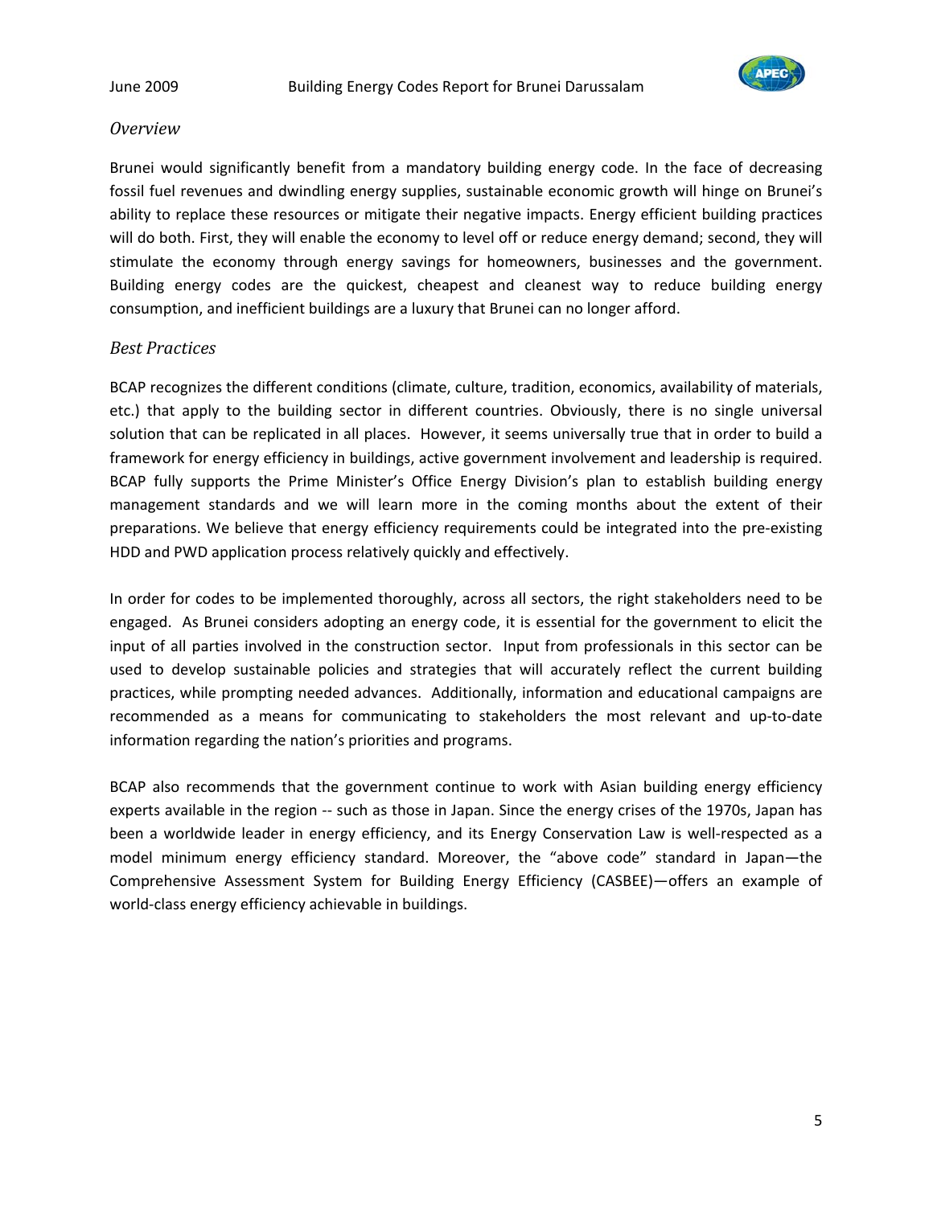*Overview*

Brunei would significantly benefit from a mandatory building energy code. In the face of decreasing fossil fuel revenues and dwindling energy supplies, sustainable economic growth will hinge on Brunei's ability to replace these resources or mitigate their negative impacts. Energy efficient building practices will do both. First, they will enable the economy to level off or reduce energy demand; second, they will stimulate the economy through energy savings for homeowners, businesses and the government. Building energy codes are the quickest, cheapest and cleanest way to reduce building energy consumption, and inefficient buildings are a luxury that Brunei can no longer afford.

*Best Practices*

BCAP recognizes the different conditions (climate, culture, tradition, economics, availability of materials, etc.) that apply to the building sector in different countries. Obviously, there is no single universal solution that can be replicated in all places. However, it seems universally true that in order to build a framework for energy efficiency in buildings, active government involvement and leadership is required. BCAP fully supports the Prime Minister's Office Energy Division's plan to establish building energy management standards and we will learn more in the coming months about the extent of their preparations. We believe that energy efficiency requirements could be integrated into the pre-existing HDD and PWD application process relatively quickly and effectively.

In order for codes to be implemented thoroughly, across all sectors, the right stakeholders need to be engaged. As Brunei considers adopting an energy code, it is essential for the government to elicit the input of all parties involved in the construction sector. Input from professionals in this sector can be used to develop sustainable policies and strategies that will accurately reflect the current building practices, while prompting needed advances. Additionally, information and educational campaigns are recommended as a means for communicating to stakeholders the most relevant and up-to-date information regarding the nation's priorities and programs.

BCAP also recommends that the government continue to work with Asian building energy efficiency experts available in the region -- such as those in Japan. Since the energy crises of the 1970s, Japan has been a worldwide leader in energy efficiency, and its Energy Conservation Law is well-respected as a model minimum energy efficiency standard. Moreover, the "above code" standard in Japan—the Comprehensive Assessment System for Building Energy Efficiency (CASBEE)—offers an example of world-class energy efficiency achievable in buildings.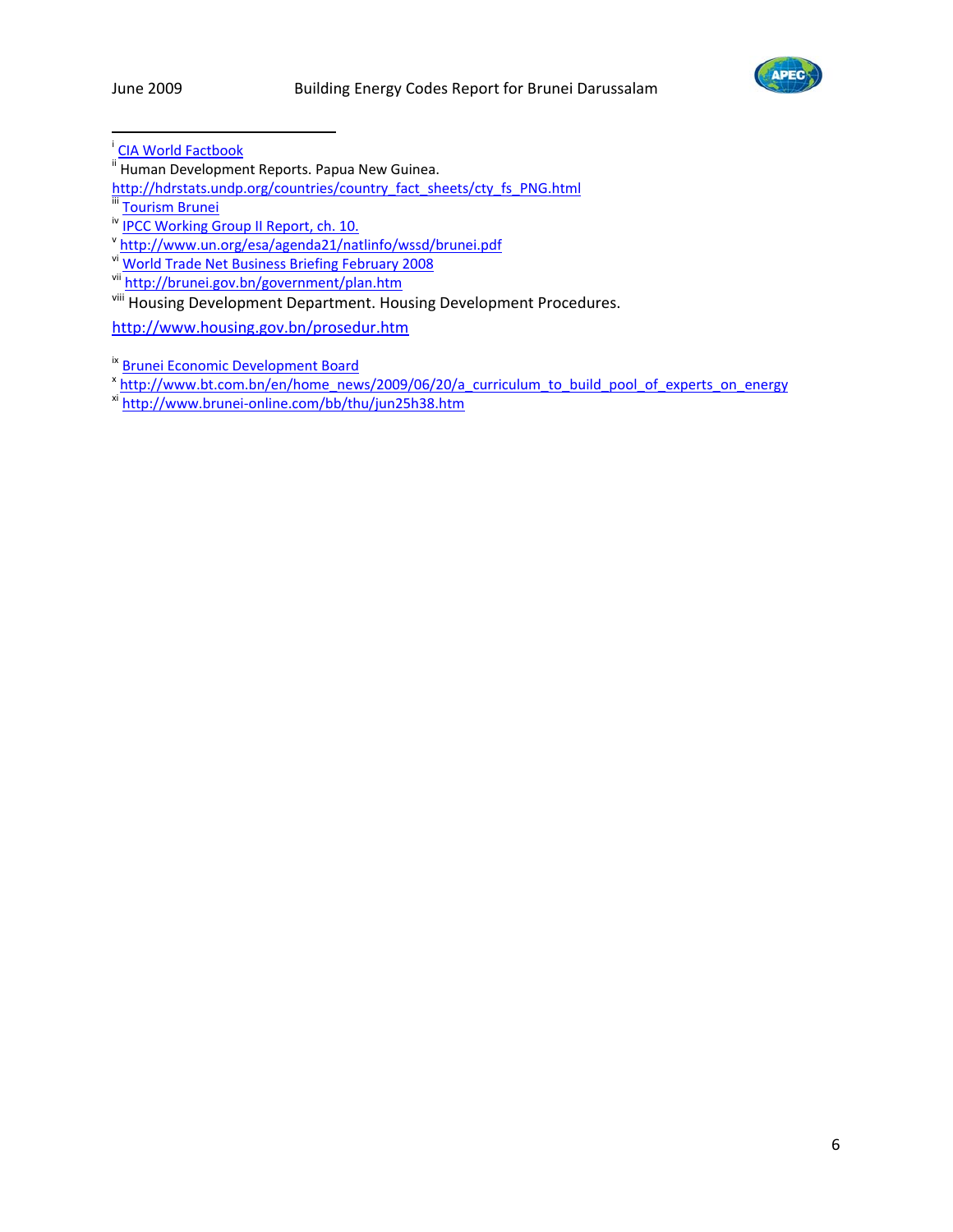[i] CIA World Factbook

[ii] Human Development Reports. Papua New Guinea. http://hdrstats.undp.org/countries/country_fact_sheets/cty_fs_PNG.html

[iii] Tourism Brunei

[iv] IPCC Working Group II Report, ch. 10.

[v] http://www.un.org/esa/agenda21/natlinfo/wssd/brunei.pdf

[vi] World Trade Net Business Briefing February 2008

[vii] http://brunei.gov.bn/government/plan.htm

[viii] Housing Development Department. Housing Development Procedures.

http://www.housing.gov.bn/prosedur.htm

[ix] Brunei Economic Development Board

[x] http://www.bt.com.bn/en/home_news/2009/06/20/a_curriculum_to_build_pool_of_experts_on_energy

[xi] http://www.brunei-online.com/bb/thu/jun25h38.htm